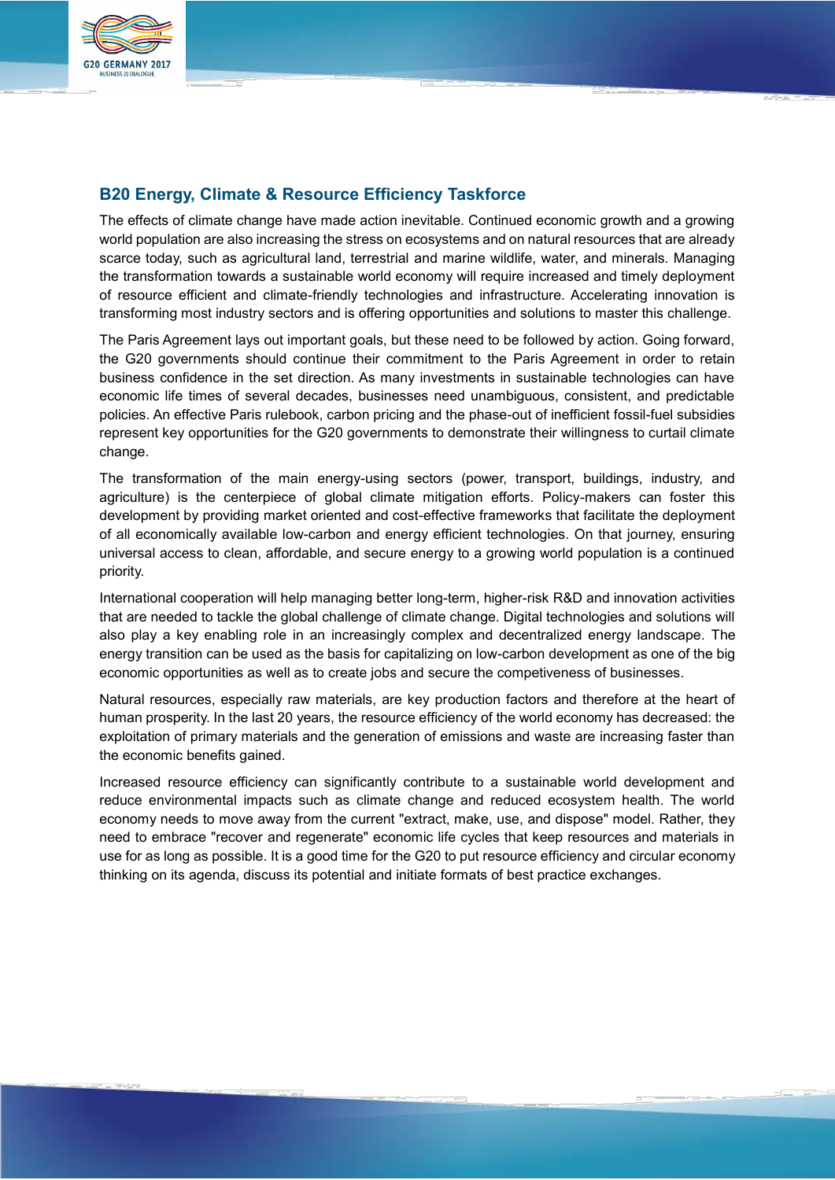## B20 Energy, Climate & Resource Efficiency Taskforce

The effects of climate change have made action inevitable. Continued economic growth and a growing world population are also increasing the stress on ecosystems and on natural resources that are already scarce today, such as agricultural land, terrestrial and marine wildlife, water, and minerals. Managing the transformation towards a sustainable world economy will require increased and timely deployment of resource efficient and climate-friendly technologies and infrastructure. Accelerating innovation is transforming most industry sectors and is offering opportunities and solutions to master this challenge.

The Paris Agreement lays out important goals, but these need to be followed by action. Going forward, the G20 governments should continue their commitment to the Paris Agreement in order to retain business confidence in the set direction. As many investments in sustainable technologies can have economic life times of several decades, businesses need unambiguous, consistent, and predictable policies. An effective Paris rulebook, carbon pricing and the phase-out of inefficient fossil-fuel subsidies represent key opportunities for the G20 governments to demonstrate their willingness to curtail climate change.

The transformation of the main energy-using sectors (power, transport, buildings, industry, and agriculture) is the centerpiece of global climate mitigation efforts. Policy-makers can foster this development by providing market oriented and cost-effective frameworks that facilitate the deployment of all economically available low-carbon and energy efficient technologies. On that journey, ensuring universal access to clean, affordable, and secure energy to a growing world population is a continued priority.

International cooperation will help managing better long-term, higher-risk R&D and innovation activities that are needed to tackle the global challenge of climate change. Digital technologies and solutions will also play a key enabling role in an increasingly complex and decentralized energy landscape. The energy transition can be used as the basis for capitalizing on low-carbon development as one of the big economic opportunities as well as to create jobs and secure the competiveness of businesses.

Natural resources, especially raw materials, are key production factors and therefore at the heart of human prosperity. In the last 20 years, the resource efficiency of the world economy has decreased: the exploitation of primary materials and the generation of emissions and waste are increasing faster than the economic benefits gained.

Increased resource efficiency can significantly contribute to a sustainable world development and reduce environmental impacts such as climate change and reduced ecosystem health. The world economy needs to move away from the current "extract, make, use, and dispose" model. Rather, they need to embrace "recover and regenerate" economic life cycles that keep resources and materials in use for as long as possible. It is a good time for the G20 to put resource efficiency and circular economy thinking on its agenda, discuss its potential and initiate formats of best practice exchanges.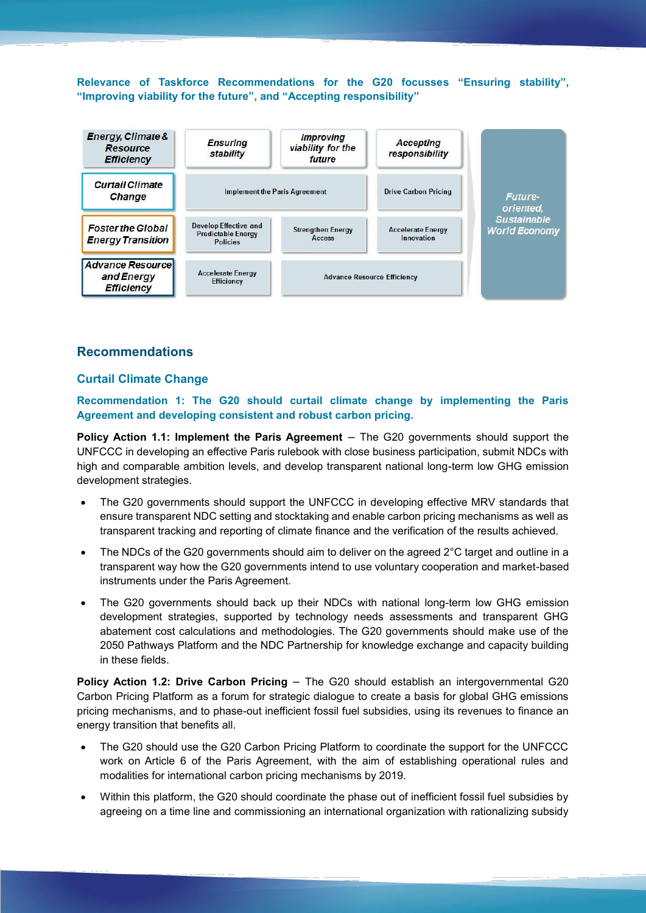**Relevance of Taskforce Recommendations for the G20 focusses "Ensuring stability", "Improving viability for the future", and "Accepting responsibility"**

| Energy, Climate & Resource Efficiency | Ensuring stability | Improving viability for the future | Accepting responsibility | |
|---|---|---|---|---|
| Curtail Climate Change | Implement the Paris Agreement | | Drive Carbon Pricing | Future-oriented, Sustainable World Economy |
| Foster the Global Energy Transition | Develop Effective and Predictable Energy Policies | Strengthen Energy Access | Accelerate Energy Innovation | |
| Advance Resource and Energy Efficiency | Accelerate Energy Efficiency | Advance Resource Efficiency | | |

## Recommendations

### Curtail Climate Change

**Recommendation 1: The G20 should curtail climate change by implementing the Paris Agreement and developing consistent and robust carbon pricing.**

**Policy Action 1.1: Implement the Paris Agreement** – The G20 governments should support the UNFCCC in developing an effective Paris rulebook with close business participation, submit NDCs with high and comparable ambition levels, and develop transparent national long-term low GHG emission development strategies.

- The G20 governments should support the UNFCCC in developing effective MRV standards that ensure transparent NDC setting and stocktaking and enable carbon pricing mechanisms as well as transparent tracking and reporting of climate finance and the verification of the results achieved.
- The NDCs of the G20 governments should aim to deliver on the agreed 2°C target and outline in a transparent way how the G20 governments intend to use voluntary cooperation and market-based instruments under the Paris Agreement.
- The G20 governments should back up their NDCs with national long-term low GHG emission development strategies, supported by technology needs assessments and transparent GHG abatement cost calculations and methodologies. The G20 governments should make use of the 2050 Pathways Platform and the NDC Partnership for knowledge exchange and capacity building in these fields.

**Policy Action 1.2: Drive Carbon Pricing** – The G20 should establish an intergovernmental G20 Carbon Pricing Platform as a forum for strategic dialogue to create a basis for global GHG emissions pricing mechanisms, and to phase-out inefficient fossil fuel subsidies, using its revenues to finance an energy transition that benefits all.

- The G20 should use the G20 Carbon Pricing Platform to coordinate the support for the UNFCCC work on Article 6 of the Paris Agreement, with the aim of establishing operational rules and modalities for international carbon pricing mechanisms by 2019.
- Within this platform, the G20 should coordinate the phase out of inefficient fossil fuel subsidies by agreeing on a time line and commissioning an international organization with rationalizing subsidy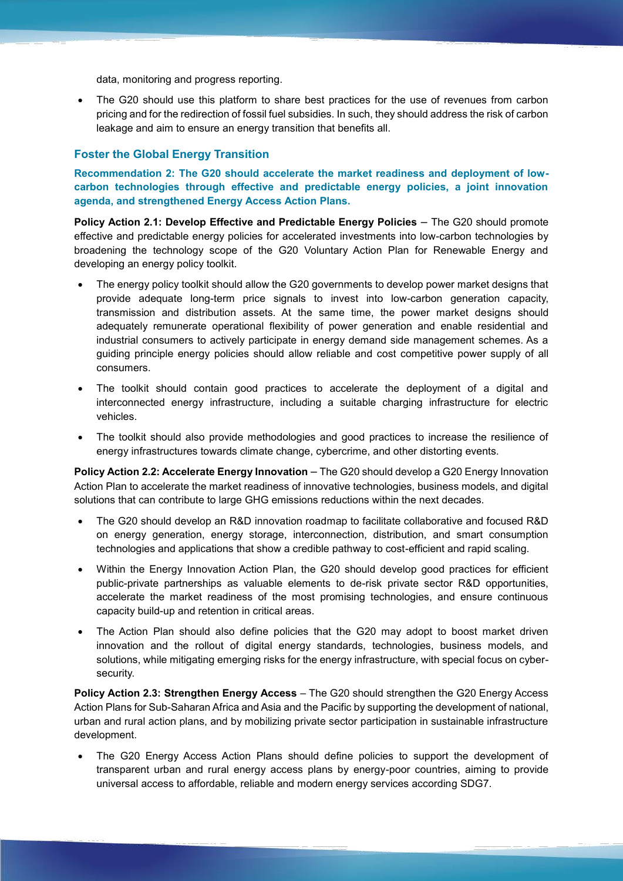data, monitoring and progress reporting.

- The G20 should use this platform to share best practices for the use of revenues from carbon pricing and for the redirection of fossil fuel subsidies. In such, they should address the risk of carbon leakage and aim to ensure an energy transition that benefits all.

## Foster the Global Energy Transition

**Recommendation 2: The G20 should accelerate the market readiness and deployment of low-carbon technologies through effective and predictable energy policies, a joint innovation agenda, and strengthened Energy Access Action Plans.**

**Policy Action 2.1: Develop Effective and Predictable Energy Policies** – The G20 should promote effective and predictable energy policies for accelerated investments into low-carbon technologies by broadening the technology scope of the G20 Voluntary Action Plan for Renewable Energy and developing an energy policy toolkit.

- The energy policy toolkit should allow the G20 governments to develop power market designs that provide adequate long-term price signals to invest into low-carbon generation capacity, transmission and distribution assets. At the same time, the power market designs should adequately remunerate operational flexibility of power generation and enable residential and industrial consumers to actively participate in energy demand side management schemes. As a guiding principle energy policies should allow reliable and cost competitive power supply of all consumers.
- The toolkit should contain good practices to accelerate the deployment of a digital and interconnected energy infrastructure, including a suitable charging infrastructure for electric vehicles.
- The toolkit should also provide methodologies and good practices to increase the resilience of energy infrastructures towards climate change, cybercrime, and other distorting events.

**Policy Action 2.2: Accelerate Energy Innovation** – The G20 should develop a G20 Energy Innovation Action Plan to accelerate the market readiness of innovative technologies, business models, and digital solutions that can contribute to large GHG emissions reductions within the next decades.

- The G20 should develop an R&D innovation roadmap to facilitate collaborative and focused R&D on energy generation, energy storage, interconnection, distribution, and smart consumption technologies and applications that show a credible pathway to cost-efficient and rapid scaling.
- Within the Energy Innovation Action Plan, the G20 should develop good practices for efficient public-private partnerships as valuable elements to de-risk private sector R&D opportunities, accelerate the market readiness of the most promising technologies, and ensure continuous capacity build-up and retention in critical areas.
- The Action Plan should also define policies that the G20 may adopt to boost market driven innovation and the rollout of digital energy standards, technologies, business models, and solutions, while mitigating emerging risks for the energy infrastructure, with special focus on cyber-security.

**Policy Action 2.3: Strengthen Energy Access** – The G20 should strengthen the G20 Energy Access Action Plans for Sub-Saharan Africa and Asia and the Pacific by supporting the development of national, urban and rural action plans, and by mobilizing private sector participation in sustainable infrastructure development.

- The G20 Energy Access Action Plans should define policies to support the development of transparent urban and rural energy access plans by energy-poor countries, aiming to provide universal access to affordable, reliable and modern energy services according SDG7.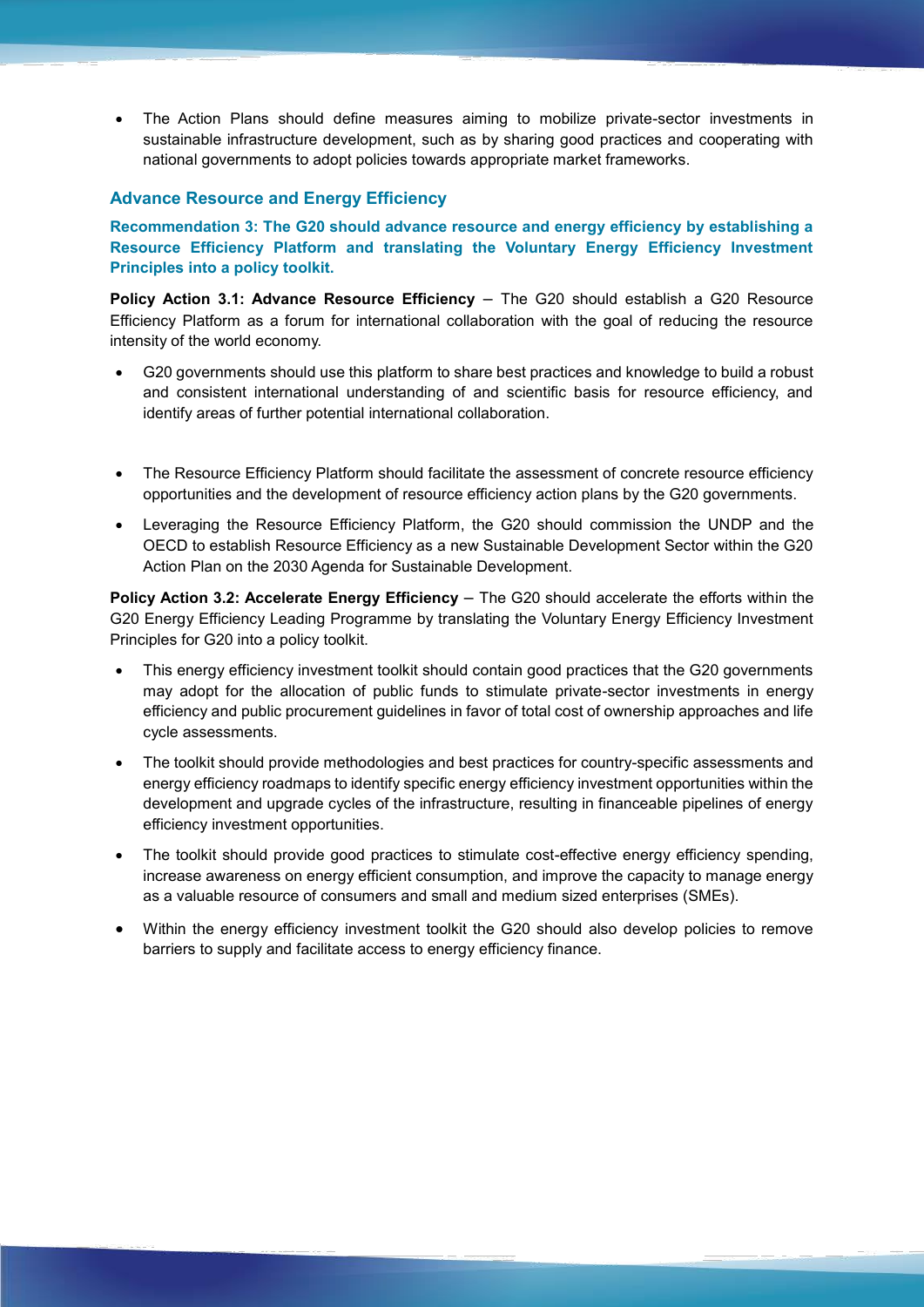- The Action Plans should define measures aiming to mobilize private-sector investments in sustainable infrastructure development, such as by sharing good practices and cooperating with national governments to adopt policies towards appropriate market frameworks.

## Advance Resource and Energy Efficiency

### Recommendation 3: The G20 should advance resource and energy efficiency by establishing a Resource Efficiency Platform and translating the Voluntary Energy Efficiency Investment Principles into a policy toolkit.

**Policy Action 3.1: Advance Resource Efficiency** – The G20 should establish a G20 Resource Efficiency Platform as a forum for international collaboration with the goal of reducing the resource intensity of the world economy.

- G20 governments should use this platform to share best practices and knowledge to build a robust and consistent international understanding of and scientific basis for resource efficiency, and identify areas of further potential international collaboration.

- The Resource Efficiency Platform should facilitate the assessment of concrete resource efficiency opportunities and the development of resource efficiency action plans by the G20 governments.
- Leveraging the Resource Efficiency Platform, the G20 should commission the UNDP and the OECD to establish Resource Efficiency as a new Sustainable Development Sector within the G20 Action Plan on the 2030 Agenda for Sustainable Development.

**Policy Action 3.2: Accelerate Energy Efficiency** – The G20 should accelerate the efforts within the G20 Energy Efficiency Leading Programme by translating the Voluntary Energy Efficiency Investment Principles for G20 into a policy toolkit.

- This energy efficiency investment toolkit should contain good practices that the G20 governments may adopt for the allocation of public funds to stimulate private-sector investments in energy efficiency and public procurement guidelines in favor of total cost of ownership approaches and life cycle assessments.
- The toolkit should provide methodologies and best practices for country-specific assessments and energy efficiency roadmaps to identify specific energy efficiency investment opportunities within the development and upgrade cycles of the infrastructure, resulting in financeable pipelines of energy efficiency investment opportunities.
- The toolkit should provide good practices to stimulate cost-effective energy efficiency spending, increase awareness on energy efficient consumption, and improve the capacity to manage energy as a valuable resource of consumers and small and medium sized enterprises (SMEs).
- Within the energy efficiency investment toolkit the G20 should also develop policies to remove barriers to supply and facilitate access to energy efficiency finance.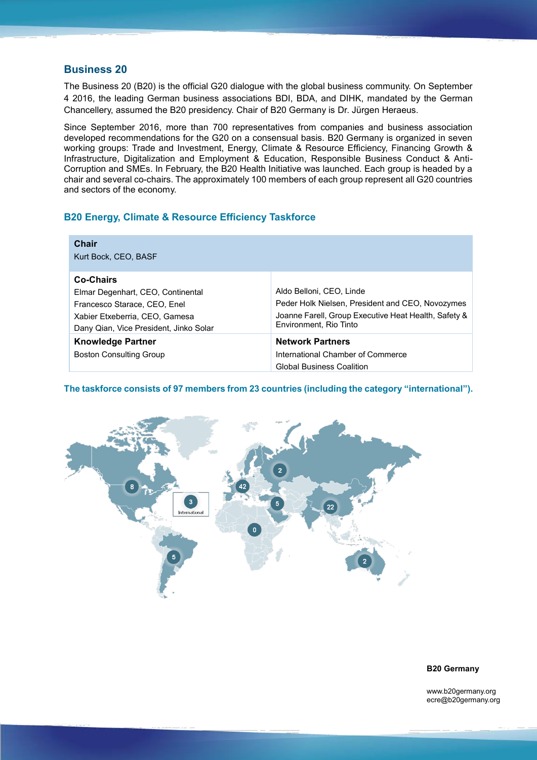## Business 20

The Business 20 (B20) is the official G20 dialogue with the global business community. On September 4 2016, the leading German business associations BDI, BDA, and DIHK, mandated by the German Chancellery, assumed the B20 presidency. Chair of B20 Germany is Dr. Jürgen Heraeus.

Since September 2016, more than 700 representatives from companies and business association developed recommendations for the G20 on a consensual basis. B20 Germany is organized in seven working groups: Trade and Investment, Energy, Climate & Resource Efficiency, Financing Growth & Infrastructure, Digitalization and Employment & Education, Responsible Business Conduct & Anti-Corruption and SMEs. In February, the B20 Health Initiative was launched. Each group is headed by a chair and several co-chairs. The approximately 100 members of each group represent all G20 countries and sectors of the economy.

### B20 Energy, Climate & Resource Efficiency Taskforce

| | |
|---|---|
| **Chair**<br>Kurt Bock, CEO, BASF | |
| **Co-Chairs**<br>Elmar Degenhart, CEO, Continental<br>Francesco Starace, CEO, Enel<br>Xabier Etxeberria, CEO, Gamesa<br>Dany Qian, Vice President, Jinko Solar | Aldo Belloni, CEO, Linde<br>Peder Holk Nielsen, President and CEO, Novozymes<br>Joanne Farell, Group Executive Heat Health, Safety & Environment, Rio Tinto |
| **Knowledge Partner**<br>Boston Consulting Group | **Network Partners**<br>International Chamber of Commerce<br>Global Business Coalition |

**The taskforce consists of 97 members from 23 countries (including the category "international").**

8

3
International

42

2

5

22

0

5

2

**B20 Germany**

www.b20germany.org
ecre@b20germany.org